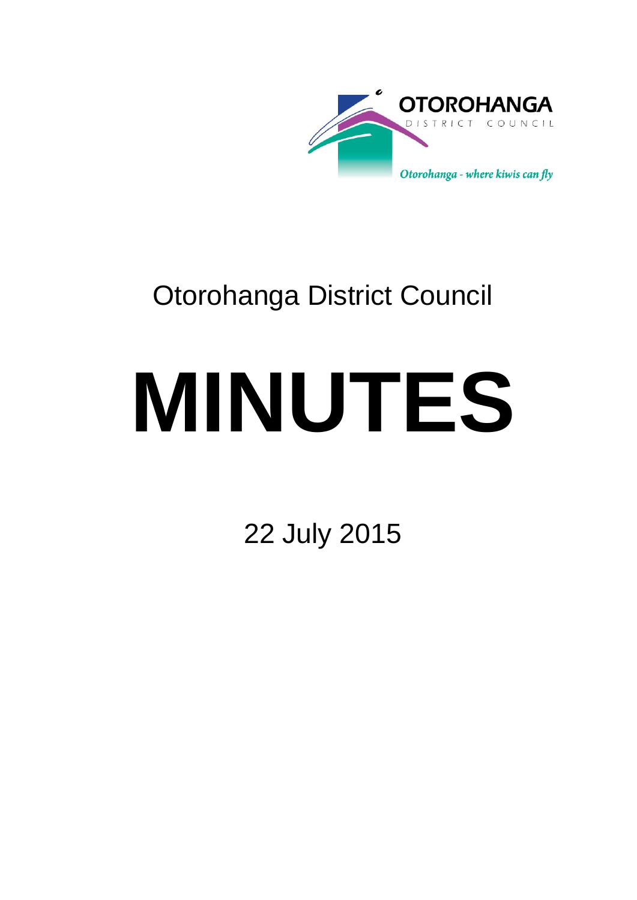OTOROHANGA

DISTRICT COUNCIL

*Otorohanga - where kiwis can fly*

# Otorohanga District Council

# MINUTES

22 July 2015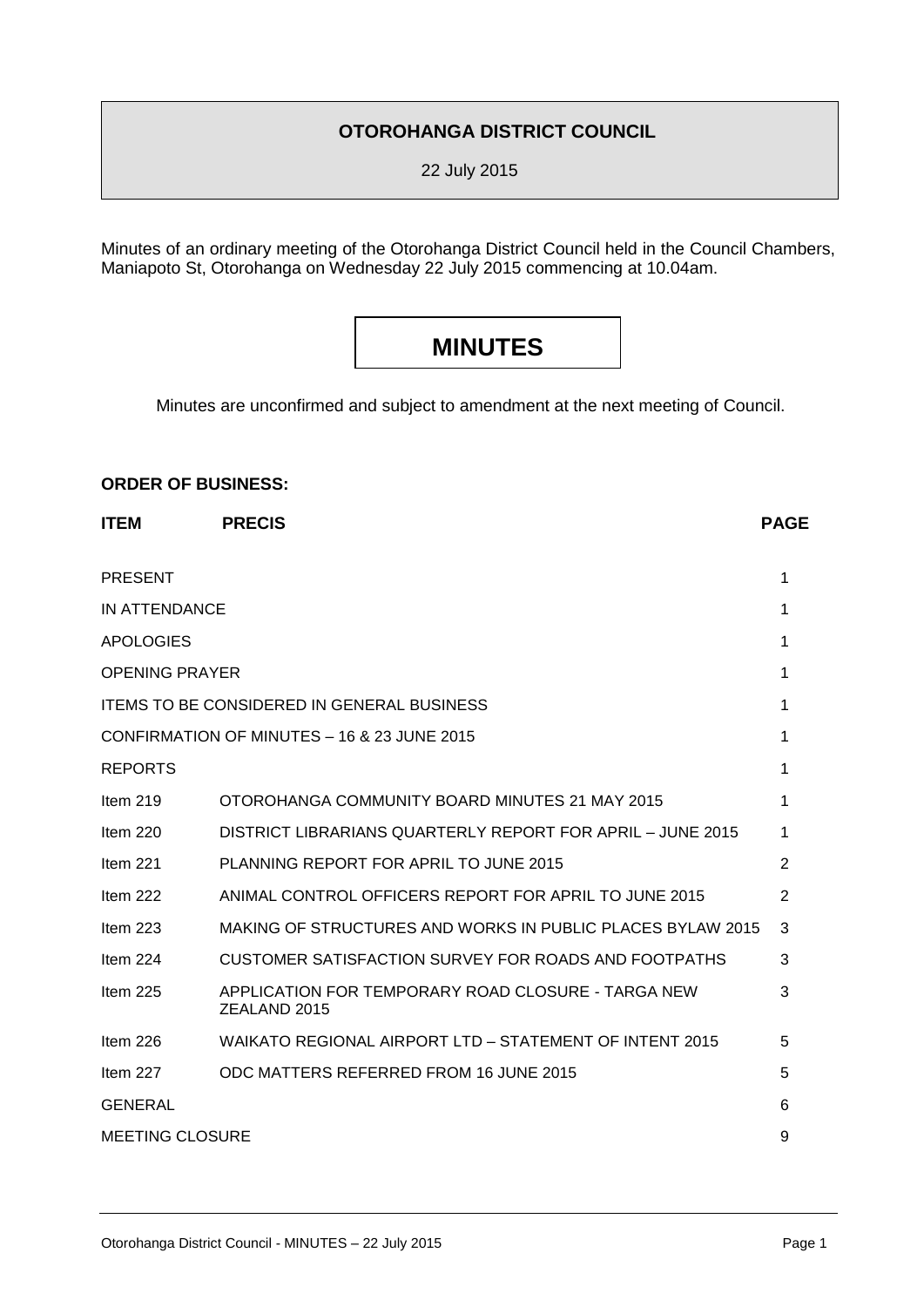**OTOROHANGA DISTRICT COUNCIL**

22 July 2015

Minutes of an ordinary meeting of the Otorohanga District Council held in the Council Chambers, Maniapoto St, Otorohanga on Wednesday 22 July 2015 commencing at 10.04am.

# MINUTES

Minutes are unconfirmed and subject to amendment at the next meeting of Council.

**ORDER OF BUSINESS:**

| ITEM | PRECIS | PAGE |
|---|---|---|
| PRESENT | | 1 |
| IN ATTENDANCE | | 1 |
| APOLOGIES | | 1 |
| OPENING PRAYER | | 1 |
| ITEMS TO BE CONSIDERED IN GENERAL BUSINESS | | 1 |
| CONFIRMATION OF MINUTES – 16 & 23 JUNE 2015 | | 1 |
| REPORTS | | 1 |
| Item 219 | OTOROHANGA COMMUNITY BOARD MINUTES 21 MAY 2015 | 1 |
| Item 220 | DISTRICT LIBRARIANS QUARTERLY REPORT FOR APRIL – JUNE 2015 | 1 |
| Item 221 | PLANNING REPORT FOR APRIL TO JUNE 2015 | 2 |
| Item 222 | ANIMAL CONTROL OFFICERS REPORT FOR APRIL TO JUNE 2015 | 2 |
| Item 223 | MAKING OF STRUCTURES AND WORKS IN PUBLIC PLACES BYLAW 2015 | 3 |
| Item 224 | CUSTOMER SATISFACTION SURVEY FOR ROADS AND FOOTPATHS | 3 |
| Item 225 | APPLICATION FOR TEMPORARY ROAD CLOSURE - TARGA NEW ZEALAND 2015 | 3 |
| Item 226 | WAIKATO REGIONAL AIRPORT LTD – STATEMENT OF INTENT 2015 | 5 |
| Item 227 | ODC MATTERS REFERRED FROM 16 JUNE 2015 | 5 |
| GENERAL | | 6 |
| MEETING CLOSURE | | 9 |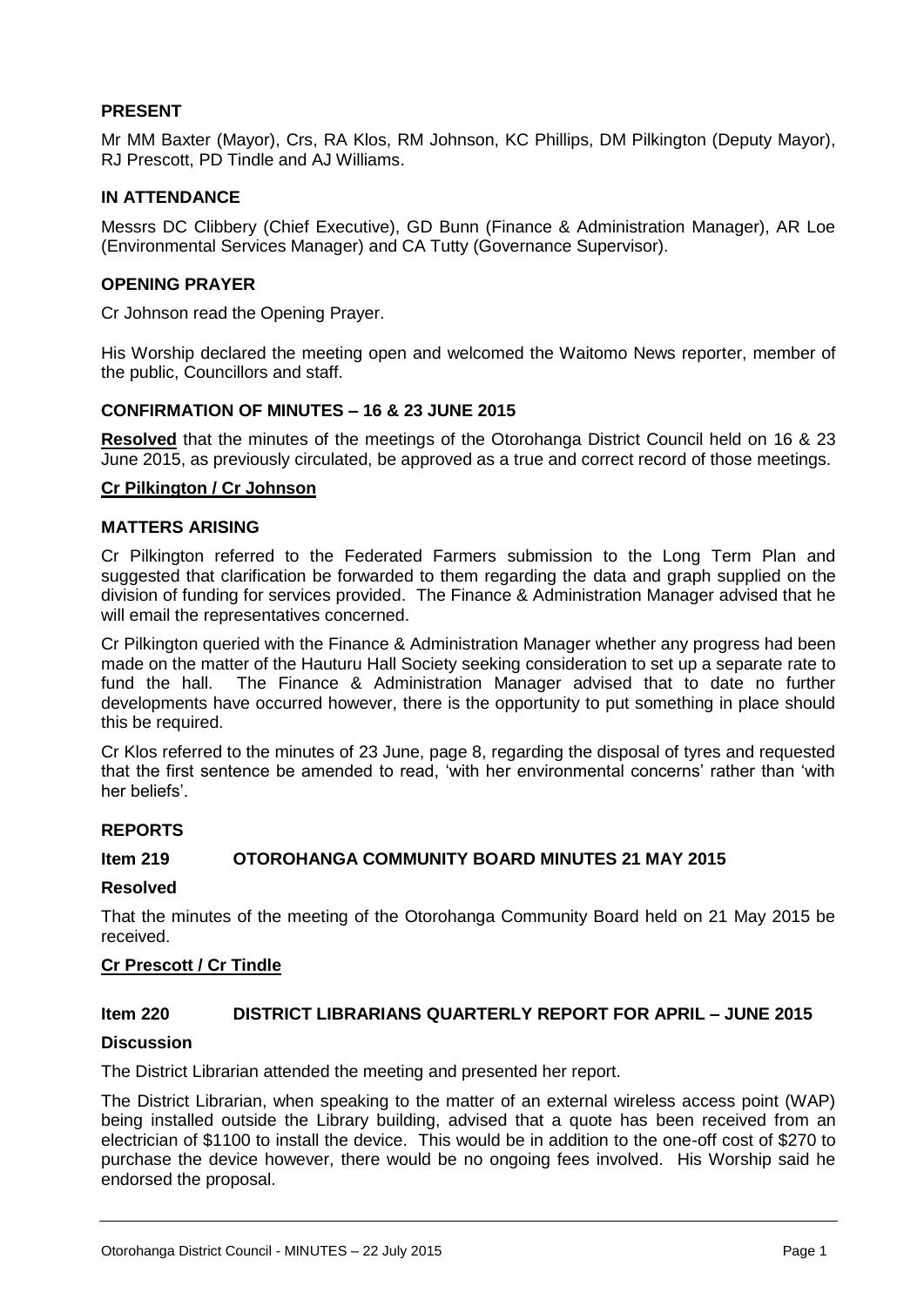## PRESENT

Mr MM Baxter (Mayor), Crs, RA Klos, RM Johnson, KC Phillips, DM Pilkington (Deputy Mayor), RJ Prescott, PD Tindle and AJ Williams.

## IN ATTENDANCE

Messrs DC Clibbery (Chief Executive), GD Bunn (Finance & Administration Manager), AR Loe (Environmental Services Manager) and CA Tutty (Governance Supervisor).

## OPENING PRAYER

Cr Johnson read the Opening Prayer.

His Worship declared the meeting open and welcomed the Waitomo News reporter, member of the public, Councillors and staff.

## CONFIRMATION OF MINUTES – 16 & 23 JUNE 2015

**Resolved** that the minutes of the meetings of the Otorohanga District Council held on 16 & 23 June 2015, as previously circulated, be approved as a true and correct record of those meetings.

**Cr Pilkington / Cr Johnson**

## MATTERS ARISING

Cr Pilkington referred to the Federated Farmers submission to the Long Term Plan and suggested that clarification be forwarded to them regarding the data and graph supplied on the division of funding for services provided. The Finance & Administration Manager advised that he will email the representatives concerned.

Cr Pilkington queried with the Finance & Administration Manager whether any progress had been made on the matter of the Hauturu Hall Society seeking consideration to set up a separate rate to fund the hall. The Finance & Administration Manager advised that to date no further developments have occurred however, there is the opportunity to put something in place should this be required.

Cr Klos referred to the minutes of 23 June, page 8, regarding the disposal of tyres and requested that the first sentence be amended to read, 'with her environmental concerns' rather than 'with her beliefs'.

## REPORTS

### Item 219 OTOROHANGA COMMUNITY BOARD MINUTES 21 MAY 2015

**Resolved**

That the minutes of the meeting of the Otorohanga Community Board held on 21 May 2015 be received.

**Cr Prescott / Cr Tindle**

### Item 220 DISTRICT LIBRARIANS QUARTERLY REPORT FOR APRIL – JUNE 2015

**Discussion**

The District Librarian attended the meeting and presented her report.

The District Librarian, when speaking to the matter of an external wireless access point (WAP) being installed outside the Library building, advised that a quote has been received from an electrician of $1100 to install the device. This would be in addition to the one-off cost of $270 to purchase the device however, there would be no ongoing fees involved. His Worship said he endorsed the proposal.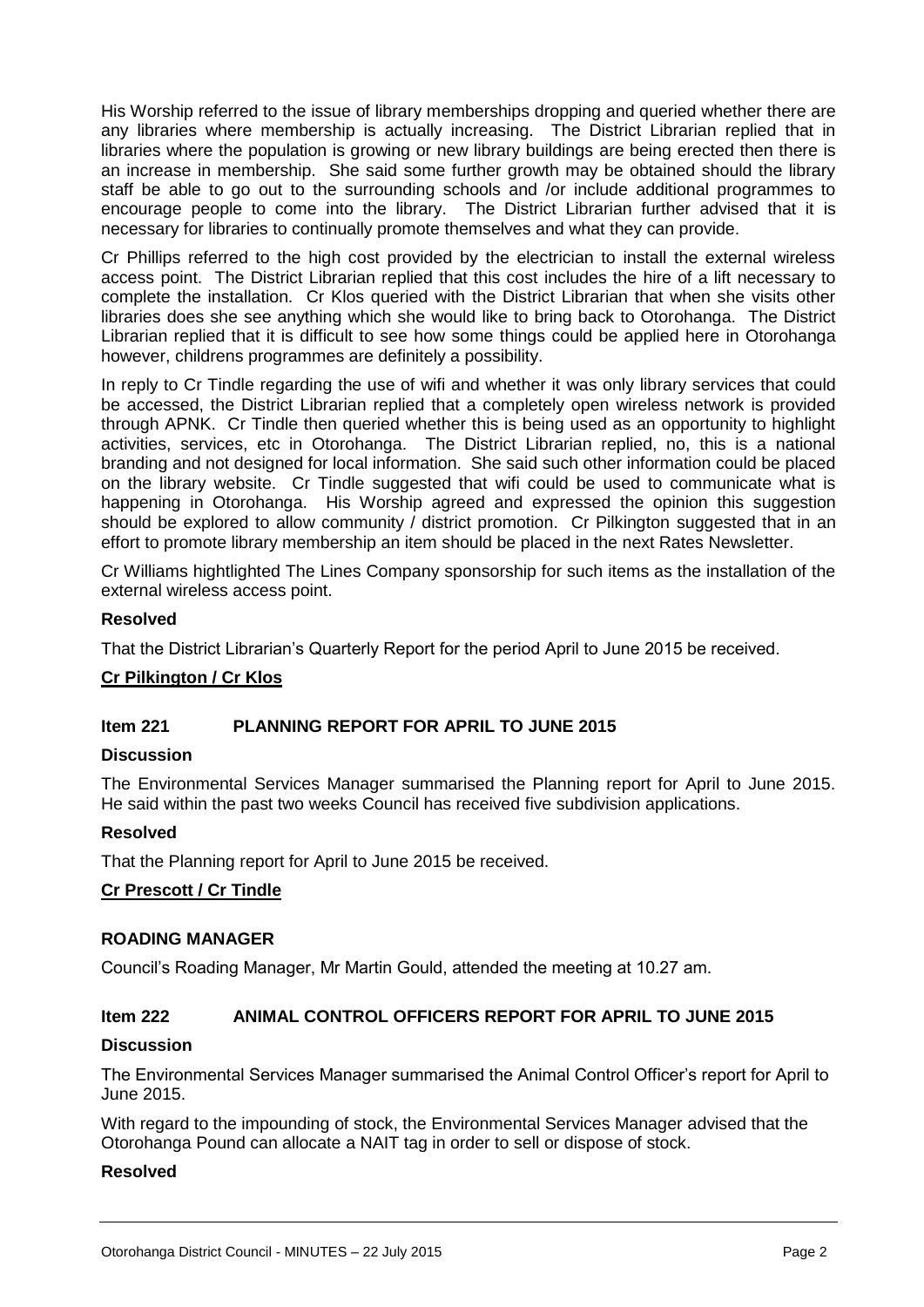His Worship referred to the issue of library memberships dropping and queried whether there are any libraries where membership is actually increasing. The District Librarian replied that in libraries where the population is growing or new library buildings are being erected then there is an increase in membership. She said some further growth may be obtained should the library staff be able to go out to the surrounding schools and /or include additional programmes to encourage people to come into the library. The District Librarian further advised that it is necessary for libraries to continually promote themselves and what they can provide.

Cr Phillips referred to the high cost provided by the electrician to install the external wireless access point. The District Librarian replied that this cost includes the hire of a lift necessary to complete the installation. Cr Klos queried with the District Librarian that when she visits other libraries does she see anything which she would like to bring back to Otorohanga. The District Librarian replied that it is difficult to see how some things could be applied here in Otorohanga however, childrens programmes are definitely a possibility.

In reply to Cr Tindle regarding the use of wifi and whether it was only library services that could be accessed, the District Librarian replied that a completely open wireless network is provided through APNK. Cr Tindle then queried whether this is being used as an opportunity to highlight activities, services, etc in Otorohanga. The District Librarian replied, no, this is a national branding and not designed for local information. She said such other information could be placed on the library website. Cr Tindle suggested that wifi could be used to communicate what is happening in Otorohanga. His Worship agreed and expressed the opinion this suggestion should be explored to allow community / district promotion. Cr Pilkington suggested that in an effort to promote library membership an item should be placed in the next Rates Newsletter.

Cr Williams hightlighted The Lines Company sponsorship for such items as the installation of the external wireless access point.

**Resolved**

That the District Librarian's Quarterly Report for the period April to June 2015 be received.

**Cr Pilkington / Cr Klos**

## Item 221 PLANNING REPORT FOR APRIL TO JUNE 2015

**Discussion**

The Environmental Services Manager summarised the Planning report for April to June 2015. He said within the past two weeks Council has received five subdivision applications.

**Resolved**

That the Planning report for April to June 2015 be received.

**Cr Prescott / Cr Tindle**

**ROADING MANAGER**

Council's Roading Manager, Mr Martin Gould, attended the meeting at 10.27 am.

## Item 222 ANIMAL CONTROL OFFICERS REPORT FOR APRIL TO JUNE 2015

**Discussion**

The Environmental Services Manager summarised the Animal Control Officer's report for April to June 2015.

With regard to the impounding of stock, the Environmental Services Manager advised that the Otorohanga Pound can allocate a NAIT tag in order to sell or dispose of stock.

**Resolved**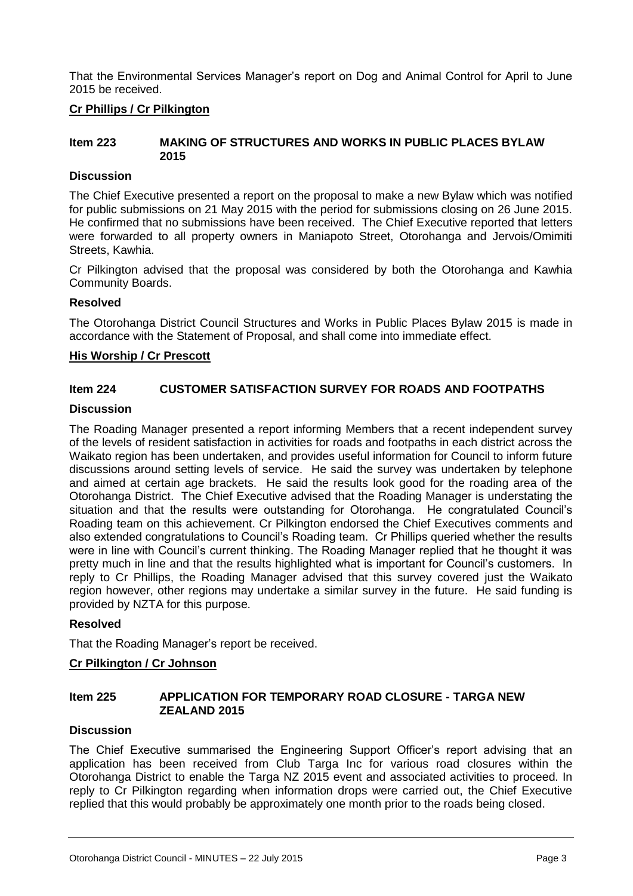That the Environmental Services Manager's report on Dog and Animal Control for April to June 2015 be received.

**Cr Phillips / Cr Pilkington**

### Item 223 MAKING OF STRUCTURES AND WORKS IN PUBLIC PLACES BYLAW 2015

**Discussion**

The Chief Executive presented a report on the proposal to make a new Bylaw which was notified for public submissions on 21 May 2015 with the period for submissions closing on 26 June 2015. He confirmed that no submissions have been received. The Chief Executive reported that letters were forwarded to all property owners in Maniapoto Street, Otorohanga and Jervois/Omimiti Streets, Kawhia.

Cr Pilkington advised that the proposal was considered by both the Otorohanga and Kawhia Community Boards.

**Resolved**

The Otorohanga District Council Structures and Works in Public Places Bylaw 2015 is made in accordance with the Statement of Proposal, and shall come into immediate effect.

**His Worship / Cr Prescott**

### Item 224 CUSTOMER SATISFACTION SURVEY FOR ROADS AND FOOTPATHS

**Discussion**

The Roading Manager presented a report informing Members that a recent independent survey of the levels of resident satisfaction in activities for roads and footpaths in each district across the Waikato region has been undertaken, and provides useful information for Council to inform future discussions around setting levels of service. He said the survey was undertaken by telephone and aimed at certain age brackets. He said the results look good for the roading area of the Otorohanga District. The Chief Executive advised that the Roading Manager is understating the situation and that the results were outstanding for Otorohanga. He congratulated Council's Roading team on this achievement. Cr Pilkington endorsed the Chief Executives comments and also extended congratulations to Council's Roading team. Cr Phillips queried whether the results were in line with Council's current thinking. The Roading Manager replied that he thought it was pretty much in line and that the results highlighted what is important for Council's customers. In reply to Cr Phillips, the Roading Manager advised that this survey covered just the Waikato region however, other regions may undertake a similar survey in the future. He said funding is provided by NZTA for this purpose.

**Resolved**

That the Roading Manager's report be received.

**Cr Pilkington / Cr Johnson**

### Item 225 APPLICATION FOR TEMPORARY ROAD CLOSURE - TARGA NEW ZEALAND 2015

**Discussion**

The Chief Executive summarised the Engineering Support Officer's report advising that an application has been received from Club Targa Inc for various road closures within the Otorohanga District to enable the Targa NZ 2015 event and associated activities to proceed. In reply to Cr Pilkington regarding when information drops were carried out, the Chief Executive replied that this would probably be approximately one month prior to the roads being closed.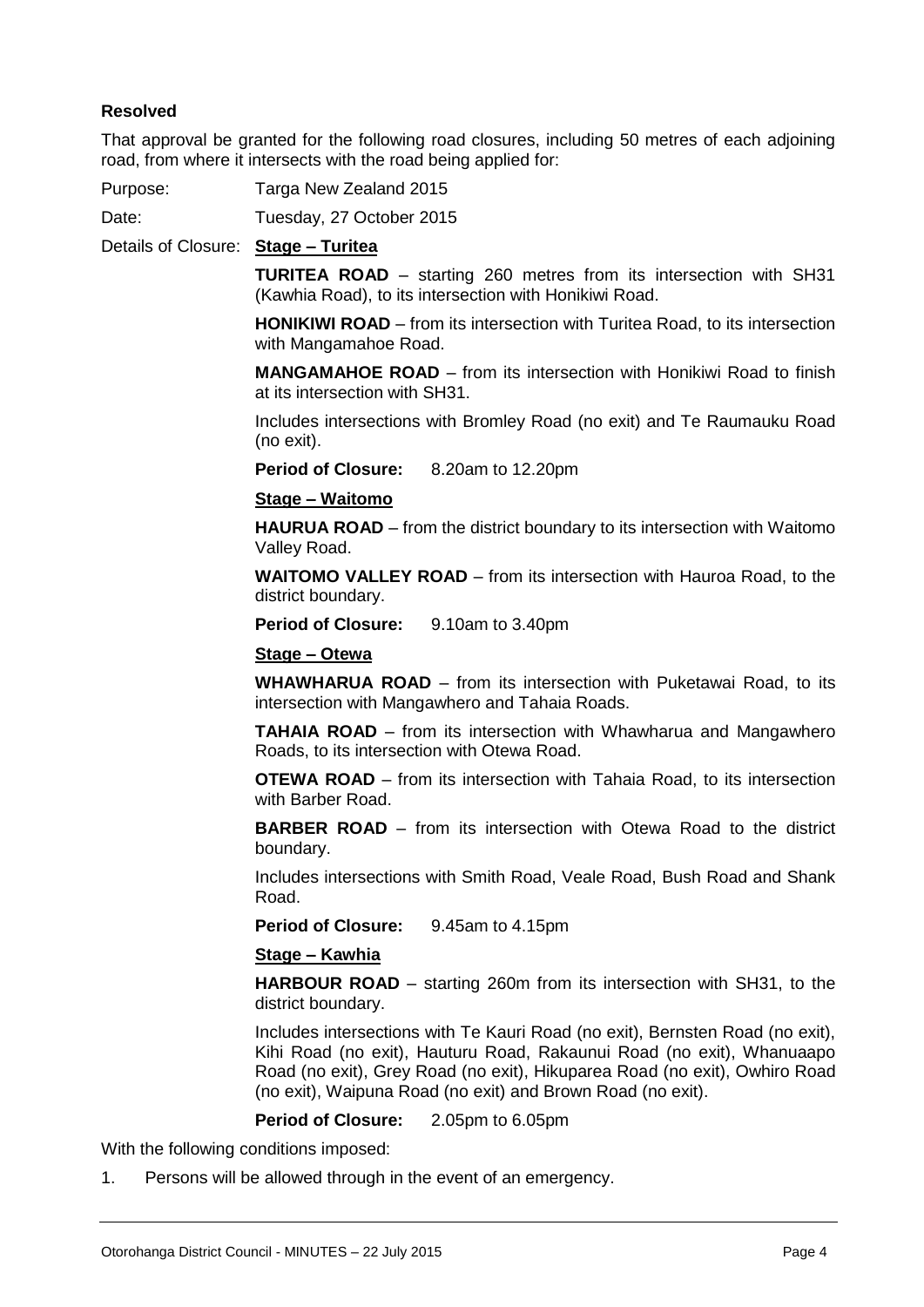**Resolved**

That approval be granted for the following road closures, including 50 metres of each adjoining road, from where it intersects with the road being applied for:

Purpose: Targa New Zealand 2015

Date: Tuesday, 27 October 2015

Details of Closure: **Stage – Turitea**

**TURITEA ROAD** – starting 260 metres from its intersection with SH31 (Kawhia Road), to its intersection with Honikiwi Road.

**HONIKIWI ROAD** – from its intersection with Turitea Road, to its intersection with Mangamahoe Road.

**MANGAMAHOE ROAD** – from its intersection with Honikiwi Road to finish at its intersection with SH31.

Includes intersections with Bromley Road (no exit) and Te Raumauku Road (no exit).

**Period of Closure:** 8.20am to 12.20pm

**Stage – Waitomo**

**HAURUA ROAD** – from the district boundary to its intersection with Waitomo Valley Road.

**WAITOMO VALLEY ROAD** – from its intersection with Hauroa Road, to the district boundary.

**Period of Closure:** 9.10am to 3.40pm

**Stage – Otewa**

**WHAWHARUA ROAD** – from its intersection with Puketawai Road, to its intersection with Mangawhero and Tahaia Roads.

**TAHAIA ROAD** – from its intersection with Whawharua and Mangawhero Roads, to its intersection with Otewa Road.

**OTEWA ROAD** – from its intersection with Tahaia Road, to its intersection with Barber Road.

**BARBER ROAD** – from its intersection with Otewa Road to the district boundary.

Includes intersections with Smith Road, Veale Road, Bush Road and Shank Road.

**Period of Closure:** 9.45am to 4.15pm

**Stage – Kawhia**

**HARBOUR ROAD** – starting 260m from its intersection with SH31, to the district boundary.

Includes intersections with Te Kauri Road (no exit), Bernsten Road (no exit), Kihi Road (no exit), Hauturu Road, Rakaunui Road (no exit), Whanuaapo Road (no exit), Grey Road (no exit), Hikuparea Road (no exit), Owhiro Road (no exit), Waipuna Road (no exit) and Brown Road (no exit).

**Period of Closure:** 2.05pm to 6.05pm

With the following conditions imposed:

1. Persons will be allowed through in the event of an emergency.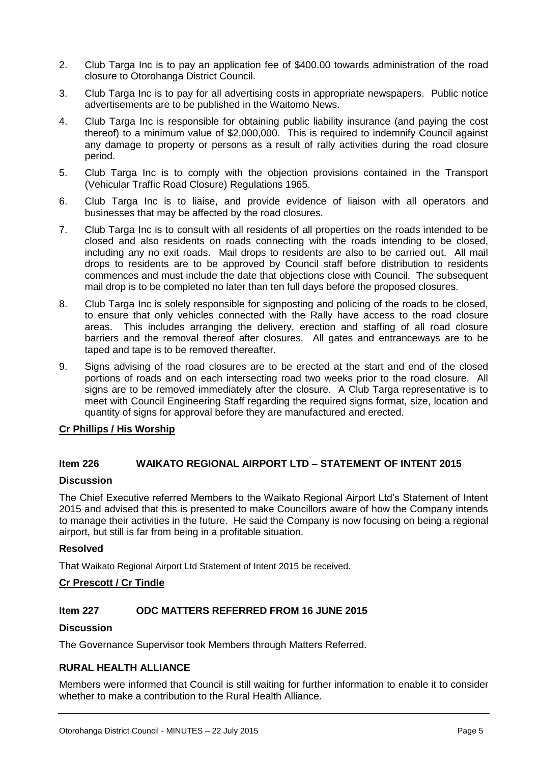2. Club Targa Inc is to pay an application fee of $400.00 towards administration of the road closure to Otorohanga District Council.
3. Club Targa Inc is to pay for all advertising costs in appropriate newspapers. Public notice advertisements are to be published in the Waitomo News.
4. Club Targa Inc is responsible for obtaining public liability insurance (and paying the cost thereof) to a minimum value of $2,000,000. This is required to indemnify Council against any damage to property or persons as a result of rally activities during the road closure period.
5. Club Targa Inc is to comply with the objection provisions contained in the Transport (Vehicular Traffic Road Closure) Regulations 1965.
6. Club Targa Inc is to liaise, and provide evidence of liaison with all operators and businesses that may be affected by the road closures.
7. Club Targa Inc is to consult with all residents of all properties on the roads intended to be closed and also residents on roads connecting with the roads intending to be closed, including any no exit roads. Mail drops to residents are also to be carried out. All mail drops to residents are to be approved by Council staff before distribution to residents commences and must include the date that objections close with Council. The subsequent mail drop is to be completed no later than ten full days before the proposed closures.
8. Club Targa Inc is solely responsible for signposting and policing of the roads to be closed, to ensure that only vehicles connected with the Rally have access to the road closure areas. This includes arranging the delivery, erection and staffing of all road closure barriers and the removal thereof after closures. All gates and entranceways are to be taped and tape is to be removed thereafter.
9. Signs advising of the road closures are to be erected at the start and end of the closed portions of roads and on each intersecting road two weeks prior to the road closure. All signs are to be removed immediately after the closure. A Club Targa representative is to meet with Council Engineering Staff regarding the required signs format, size, location and quantity of signs for approval before they are manufactured and erected.

**Cr Phillips / His Worship**

### Item 226 WAIKATO REGIONAL AIRPORT LTD – STATEMENT OF INTENT 2015

**Discussion**

The Chief Executive referred Members to the Waikato Regional Airport Ltd's Statement of Intent 2015 and advised that this is presented to make Councillors aware of how the Company intends to manage their activities in the future. He said the Company is now focusing on being a regional airport, but still is far from being in a profitable situation.

**Resolved**

That Waikato Regional Airport Ltd Statement of Intent 2015 be received.

**Cr Prescott / Cr Tindle**

### Item 227 ODC MATTERS REFERRED FROM 16 JUNE 2015

**Discussion**

The Governance Supervisor took Members through Matters Referred.

**RURAL HEALTH ALLIANCE**

Members were informed that Council is still waiting for further information to enable it to consider whether to make a contribution to the Rural Health Alliance.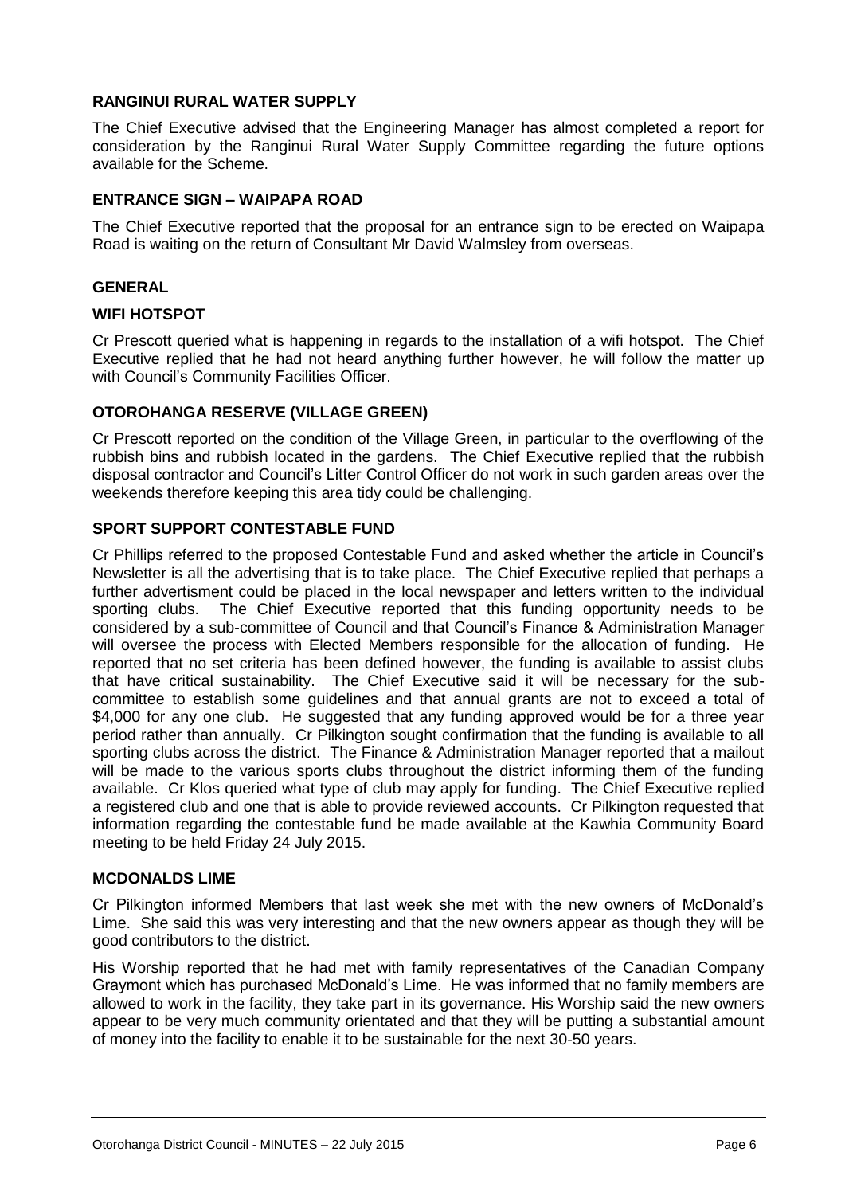### RANGINUI RURAL WATER SUPPLY

The Chief Executive advised that the Engineering Manager has almost completed a report for consideration by the Ranginui Rural Water Supply Committee regarding the future options available for the Scheme.

### ENTRANCE SIGN – WAIPAPA ROAD

The Chief Executive reported that the proposal for an entrance sign to be erected on Waipapa Road is waiting on the return of Consultant Mr David Walmsley from overseas.

### GENERAL

### WIFI HOTSPOT

Cr Prescott queried what is happening in regards to the installation of a wifi hotspot. The Chief Executive replied that he had not heard anything further however, he will follow the matter up with Council's Community Facilities Officer.

### OTOROHANGA RESERVE (VILLAGE GREEN)

Cr Prescott reported on the condition of the Village Green, in particular to the overflowing of the rubbish bins and rubbish located in the gardens. The Chief Executive replied that the rubbish disposal contractor and Council's Litter Control Officer do not work in such garden areas over the weekends therefore keeping this area tidy could be challenging.

### SPORT SUPPORT CONTESTABLE FUND

Cr Phillips referred to the proposed Contestable Fund and asked whether the article in Council's Newsletter is all the advertising that is to take place. The Chief Executive replied that perhaps a further advertisment could be placed in the local newspaper and letters written to the individual sporting clubs. The Chief Executive reported that this funding opportunity needs to be considered by a sub-committee of Council and that Council's Finance & Administration Manager will oversee the process with Elected Members responsible for the allocation of funding. He reported that no set criteria has been defined however, the funding is available to assist clubs that have critical sustainability. The Chief Executive said it will be necessary for the sub-committee to establish some guidelines and that annual grants are not to exceed a total of $4,000 for any one club. He suggested that any funding approved would be for a three year period rather than annually. Cr Pilkington sought confirmation that the funding is available to all sporting clubs across the district. The Finance & Administration Manager reported that a mailout will be made to the various sports clubs throughout the district informing them of the funding available. Cr Klos queried what type of club may apply for funding. The Chief Executive replied a registered club and one that is able to provide reviewed accounts. Cr Pilkington requested that information regarding the contestable fund be made available at the Kawhia Community Board meeting to be held Friday 24 July 2015.

### MCDONALDS LIME

Cr Pilkington informed Members that last week she met with the new owners of McDonald's Lime. She said this was very interesting and that the new owners appear as though they will be good contributors to the district.

His Worship reported that he had met with family representatives of the Canadian Company Graymont which has purchased McDonald's Lime. He was informed that no family members are allowed to work in the facility, they take part in its governance. His Worship said the new owners appear to be very much community orientated and that they will be putting a substantial amount of money into the facility to enable it to be sustainable for the next 30-50 years.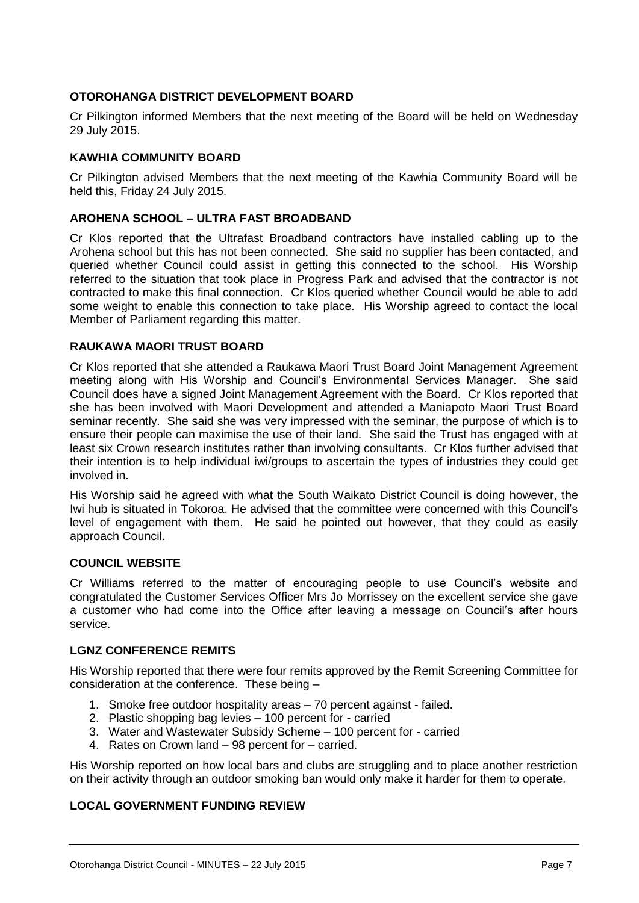**OTOROHANGA DISTRICT DEVELOPMENT BOARD**

Cr Pilkington informed Members that the next meeting of the Board will be held on Wednesday 29 July 2015.

**KAWHIA COMMUNITY BOARD**

Cr Pilkington advised Members that the next meeting of the Kawhia Community Board will be held this, Friday 24 July 2015.

**AROHENA SCHOOL – ULTRA FAST BROADBAND**

Cr Klos reported that the Ultrafast Broadband contractors have installed cabling up to the Arohena school but this has not been connected. She said no supplier has been contacted, and queried whether Council could assist in getting this connected to the school. His Worship referred to the situation that took place in Progress Park and advised that the contractor is not contracted to make this final connection. Cr Klos queried whether Council would be able to add some weight to enable this connection to take place. His Worship agreed to contact the local Member of Parliament regarding this matter.

**RAUKAWA MAORI TRUST BOARD**

Cr Klos reported that she attended a Raukawa Maori Trust Board Joint Management Agreement meeting along with His Worship and Council's Environmental Services Manager. She said Council does have a signed Joint Management Agreement with the Board. Cr Klos reported that she has been involved with Maori Development and attended a Maniapoto Maori Trust Board seminar recently. She said she was very impressed with the seminar, the purpose of which is to ensure their people can maximise the use of their land. She said the Trust has engaged with at least six Crown research institutes rather than involving consultants. Cr Klos further advised that their intention is to help individual iwi/groups to ascertain the types of industries they could get involved in.

His Worship said he agreed with what the South Waikato District Council is doing however, the Iwi hub is situated in Tokoroa. He advised that the committee were concerned with this Council's level of engagement with them. He said he pointed out however, that they could as easily approach Council.

**COUNCIL WEBSITE**

Cr Williams referred to the matter of encouraging people to use Council's website and congratulated the Customer Services Officer Mrs Jo Morrissey on the excellent service she gave a customer who had come into the Office after leaving a message on Council's after hours service.

**LGNZ CONFERENCE REMITS**

His Worship reported that there were four remits approved by the Remit Screening Committee for consideration at the conference. These being –

1. Smoke free outdoor hospitality areas – 70 percent against - failed.
2. Plastic shopping bag levies – 100 percent for - carried
3. Water and Wastewater Subsidy Scheme – 100 percent for - carried
4. Rates on Crown land – 98 percent for – carried.

His Worship reported on how local bars and clubs are struggling and to place another restriction on their activity through an outdoor smoking ban would only make it harder for them to operate.

**LOCAL GOVERNMENT FUNDING REVIEW**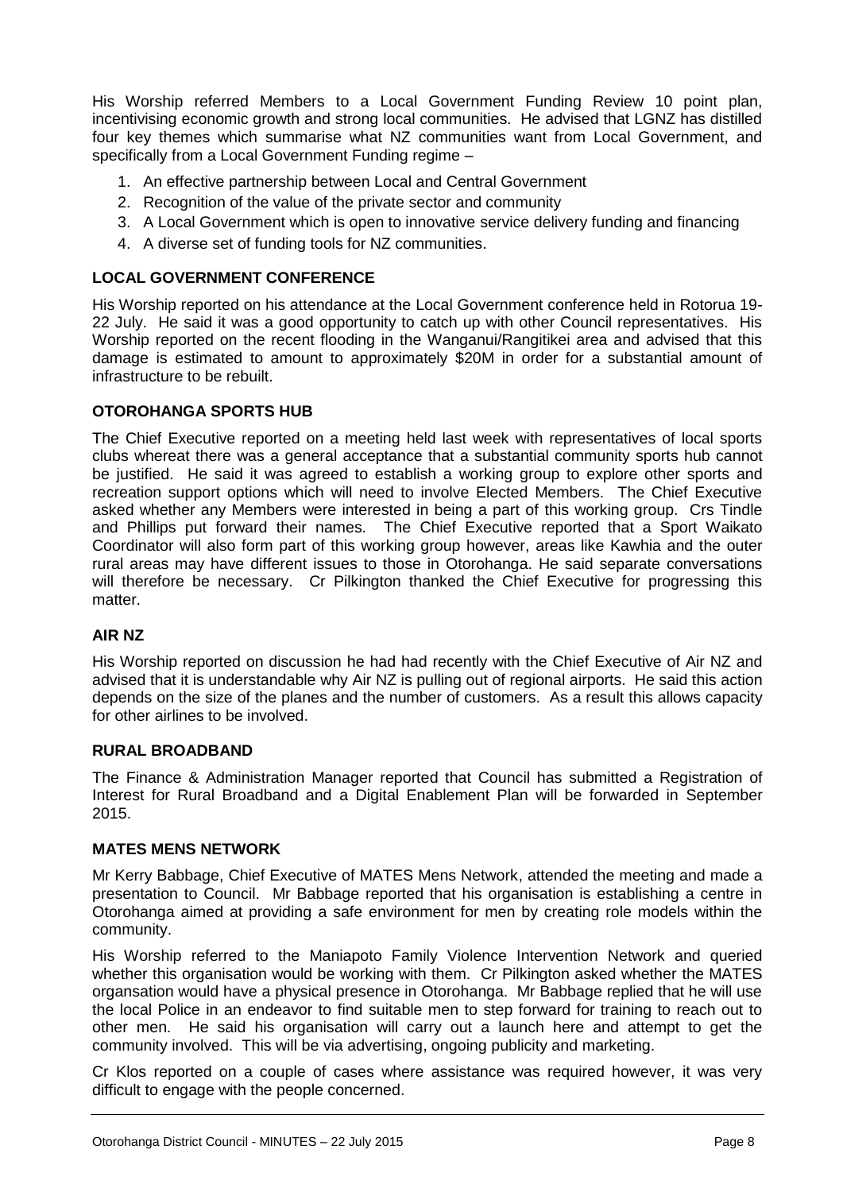His Worship referred Members to a Local Government Funding Review 10 point plan, incentivising economic growth and strong local communities. He advised that LGNZ has distilled four key themes which summarise what NZ communities want from Local Government, and specifically from a Local Government Funding regime –

1. An effective partnership between Local and Central Government
2. Recognition of the value of the private sector and community
3. A Local Government which is open to innovative service delivery funding and financing
4. A diverse set of funding tools for NZ communities.

**LOCAL GOVERNMENT CONFERENCE**

His Worship reported on his attendance at the Local Government conference held in Rotorua 19-22 July. He said it was a good opportunity to catch up with other Council representatives. His Worship reported on the recent flooding in the Wanganui/Rangitikei area and advised that this damage is estimated to amount to approximately $20M in order for a substantial amount of infrastructure to be rebuilt.

**OTOROHANGA SPORTS HUB**

The Chief Executive reported on a meeting held last week with representatives of local sports clubs whereat there was a general acceptance that a substantial community sports hub cannot be justified. He said it was agreed to establish a working group to explore other sports and recreation support options which will need to involve Elected Members. The Chief Executive asked whether any Members were interested in being a part of this working group. Crs Tindle and Phillips put forward their names. The Chief Executive reported that a Sport Waikato Coordinator will also form part of this working group however, areas like Kawhia and the outer rural areas may have different issues to those in Otorohanga. He said separate conversations will therefore be necessary. Cr Pilkington thanked the Chief Executive for progressing this matter.

**AIR NZ**

His Worship reported on discussion he had had recently with the Chief Executive of Air NZ and advised that it is understandable why Air NZ is pulling out of regional airports. He said this action depends on the size of the planes and the number of customers. As a result this allows capacity for other airlines to be involved.

**RURAL BROADBAND**

The Finance & Administration Manager reported that Council has submitted a Registration of Interest for Rural Broadband and a Digital Enablement Plan will be forwarded in September 2015.

**MATES MENS NETWORK**

Mr Kerry Babbage, Chief Executive of MATES Mens Network, attended the meeting and made a presentation to Council. Mr Babbage reported that his organisation is establishing a centre in Otorohanga aimed at providing a safe environment for men by creating role models within the community.

His Worship referred to the Maniapoto Family Violence Intervention Network and queried whether this organisation would be working with them. Cr Pilkington asked whether the MATES organsation would have a physical presence in Otorohanga. Mr Babbage replied that he will use the local Police in an endeavor to find suitable men to step forward for training to reach out to other men. He said his organisation will carry out a launch here and attempt to get the community involved. This will be via advertising, ongoing publicity and marketing.

Cr Klos reported on a couple of cases where assistance was required however, it was very difficult to engage with the people concerned.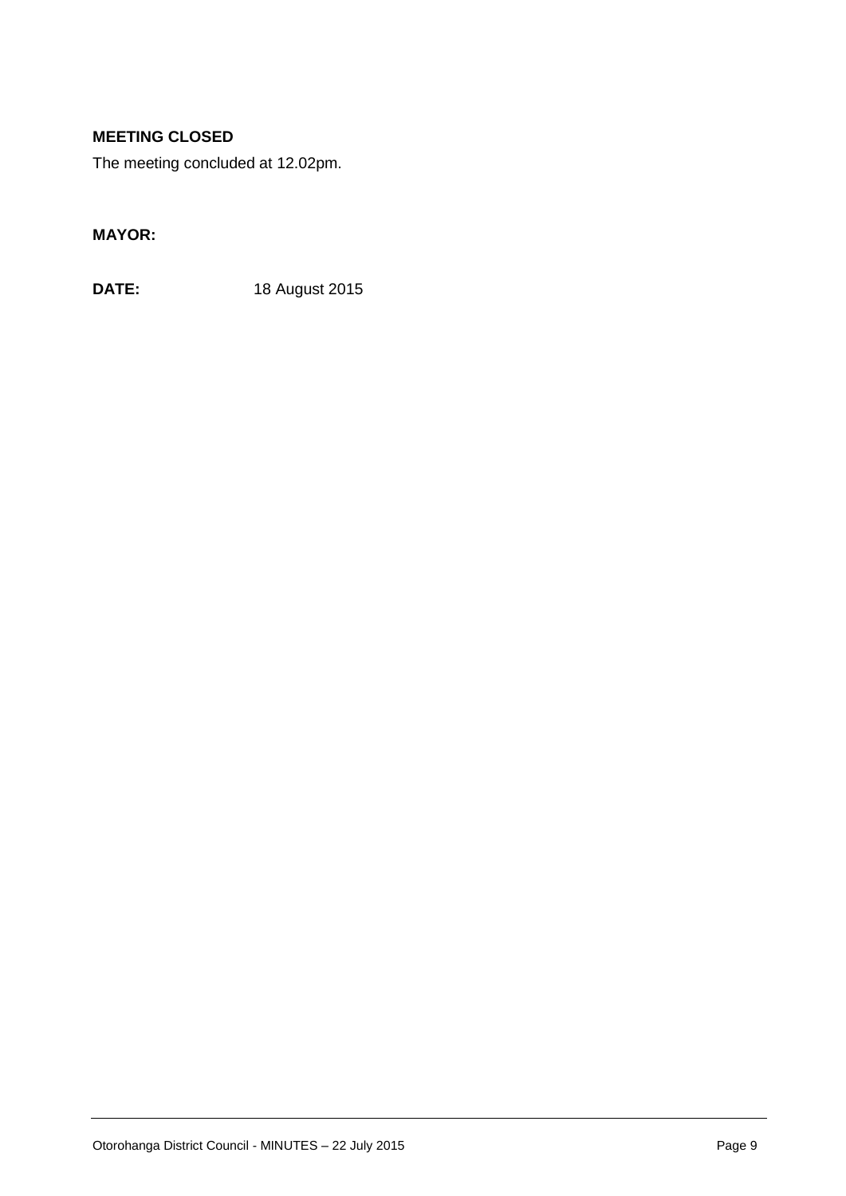**MEETING CLOSED**

The meeting concluded at 12.02pm.

**MAYOR:**

**DATE:** 18 August 2015